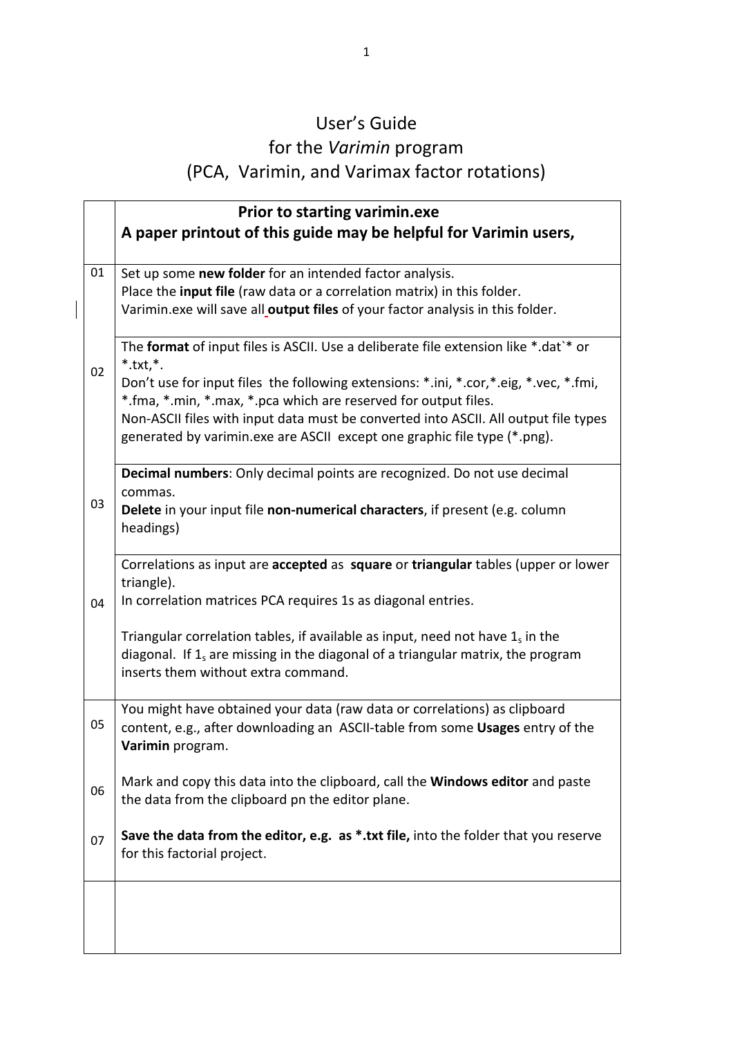# User's Guide
# for the *Varimin* program
# (PCA, Varimin, and Varimax factor rotations)

| | **Prior to starting varimin.exe**<br>**A paper printout of this guide may be helpful for Varimin users,** |
|---|---|
| 01 | Set up some **new folder** for an intended factor analysis.<br>Place the **input file** (raw data or a correlation matrix) in this folder.<br>Varimin.exe will save all **output files** of your factor analysis in this folder. |
| 02 | The **format** of input files is ASCII. Use a deliberate file extension like *.dat`* or *.txt,*.<br>Don't use for input files the following extensions: *.ini, *.cor,*.eig, *.vec, *.fmi, *.fma, *.min, *.max, *.pca which are reserved for output files.<br>Non-ASCII files with input data must be converted into ASCII. All output file types generated by varimin.exe are ASCII except one graphic file type (*.png). |
| 03 | **Decimal numbers**: Only decimal points are recognized. Do not use decimal commas.<br>**Delete** in your input file **non-numerical characters**, if present (e.g. column headings) |
| 04 | Correlations as input are **accepted** as **square** or **triangular** tables (upper or lower triangle).<br>In correlation matrices PCA requires 1s as diagonal entries.<br><br>Triangular correlation tables, if available as input, need not have $1_s$ in the diagonal. If $1_s$ are missing in the diagonal of a triangular matrix, the program inserts them without extra command. |
| 05 | You might have obtained your data (raw data or correlations) as clipboard content, e.g., after downloading an ASCII-table from some **Usages** entry of the **Varimin** program. |
| 06 | Mark and copy this data into the clipboard, call the **Windows editor** and paste the data from the clipboard pn the editor plane. |
| 07 | **Save the data from the editor, e.g. as *.txt file,** into the folder that you reserve for this factorial project. |
| | |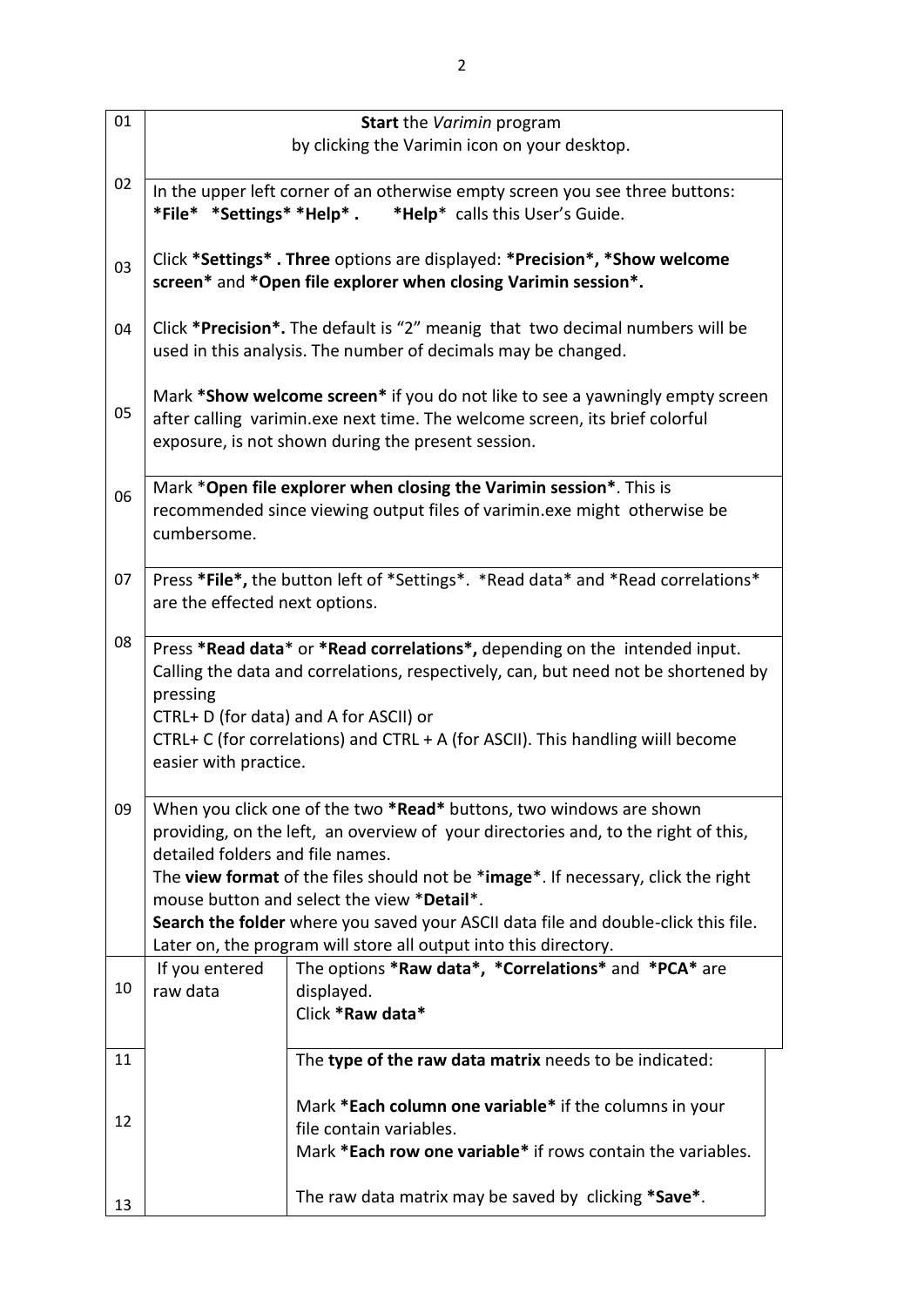| | | |
|---|---|---|
| 01 | **Start** the *Varimin* program<br>by clicking the Varimin icon on your desktop. | |
| 02 | In the upper left corner of an otherwise empty screen you see three buttons: **\*File\*  \*Settings\* \*Help\* .**    **\*Help**\* calls this User's Guide. | |
| 03 | Click **\*Settings\* . Three** options are displayed: **\*Precision\*, \*Show welcome screen\*** and **\*Open file explorer when closing Varimin session\*.** | |
| 04 | Click **\*Precision\*.** The default is "2" meanig that two decimal numbers will be used in this analysis. The number of decimals may be changed. | |
| 05 | Mark **\*Show welcome screen\*** if you do not like to see a yawningly empty screen after calling varimin.exe next time. The welcome screen, its brief colorful exposure, is not shown during the present session. | |
| 06 | Mark \***Open file explorer when closing the Varimin session\***. This is recommended since viewing output files of varimin.exe might otherwise be cumbersome. | |
| 07 | Press **\*File\*,** the button left of \*Settings\*. \*Read data\* and \*Read correlations\* are the effected next options. | |
| 08 | Press **\*Read data**\* or **\*Read correlations\*,** depending on the intended input. Calling the data and correlations, respectively, can, but need not be shortened by pressing<br>CTRL+ D (for data) and A for ASCII) or<br>CTRL+ C (for correlations) and CTRL + A (for ASCII). This handling wiill become easier with practice. | |
| 09 | When you click one of the two **\*Read\*** buttons, two windows are shown providing, on the left, an overview of your directories and, to the right of this, detailed folders and file names.<br>The **view format** of the files should not be \***image**\*. If necessary, click the right mouse button and select the view \***Detail**\*.<br>**Search the folder** where you saved your ASCII data file and double-click this file. Later on, the program will store all output into this directory. | |
| 10 | If you entered raw data | The options **\*Raw data\*, \*Correlations\*** and **\*PCA\*** are displayed.<br>Click **\*Raw data\*** |
| 11 | | The **type of the raw data matrix** needs to be indicated: |
| 12 | | Mark **\*Each column one variable\*** if the columns in your file contain variables.<br>Mark **\*Each row one variable\*** if rows contain the variables. |
| 13 | | The raw data matrix may be saved by clicking **\*Save\***. |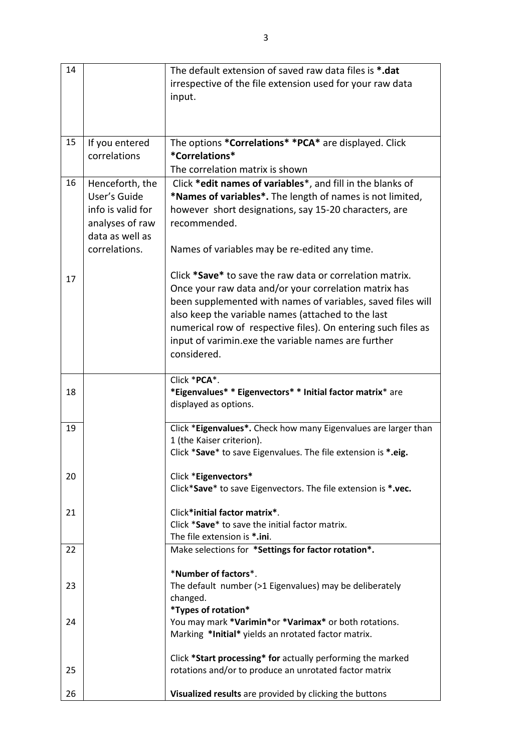| 14 | | The default extension of saved raw data files is ***.dat** irrespective of the file extension used for your raw data input. |
|---|---|---|
| 15 | If you entered correlations | The options ***Correlations* *PCA*** are displayed. Click ***Correlations*** The correlation matrix is shown |
| 16 | Henceforth, the User's Guide info is valid for analyses of raw data as well as correlations. | Click ***edit names of variables***, and fill in the blanks of ***Names of variables*.** The length of names is not limited, however short designations, say 15-20 characters, are recommended. Names of variables may be re-edited any time. |
| 17 | | Click ***Save*** to save the raw data or correlation matrix. Once your raw data and/or your correlation matrix has been supplemented with names of variables, saved files will also keep the variable names (attached to the last numerical row of respective files). On entering such files as input of varimin.exe the variable names are further considered. |
| 18 | | Click ***PCA***. ***Eigenvalues* * Eigenvectors* * Initial factor matrix*** are displayed as options. |
| 19 | | Click ***Eigenvalues*.** Check how many Eigenvalues are larger than 1 (the Kaiser criterion). Click ***Save*** to save Eigenvalues. The file extension is ***.eig.** |
| 20 | | Click ***Eigenvectors*** Click***Save*** to save Eigenvectors. The file extension is ***.vec.** |
| 21 | | Click***initial factor matrix***. Click ***Save*** to save the initial factor matrix. The file extension is ***.ini**. |
| 22 | | Make selections for ***Settings for factor rotation*.** |
| 23 | | ***Number of factors***. The default number (>1 Eigenvalues) may be deliberately changed. |
| 24 | | ***Types of rotation*** You may mark ***Varimin***or ***Varimax*** or both rotations. Marking ***Initial*** yields an nrotated factor matrix. |
| 25 | | Click ***Start processing* for** actually performing the marked rotations and/or to produce an unrotated factor matrix |
| 26 | | **Visualized results** are provided by clicking the buttons |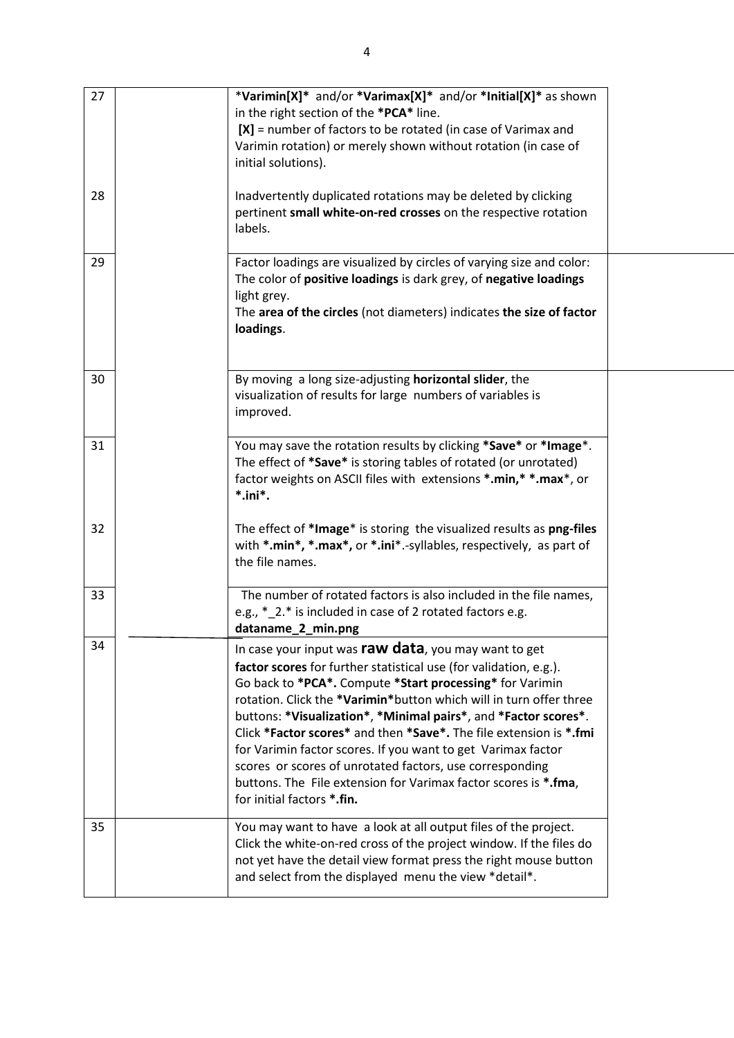| | | | |
|---|---|---|---|
| 27 | | *Varimin[X]* and/or *Varimax[X]* and/or *Initial[X]* as shown in the right section of the *PCA* line.<br>[X] = number of factors to be rotated (in case of Varimax and Varimin rotation) or merely shown without rotation (in case of initial solutions). | |
| 28 | | Inadvertently duplicated rotations may be deleted by clicking pertinent **small white-on-red crosses** on the respective rotation labels. | |
| 29 | | Factor loadings are visualized by circles of varying size and color: The color of **positive loadings** is dark grey, of **negative loadings** light grey.<br>The **area of the circles** (not diameters) indicates **the size of factor loadings**. | |
| 30 | | By moving a long size-adjusting **horizontal slider**, the visualization of results for large numbers of variables is improved. | |
| 31 | | You may save the rotation results by clicking ***Save*** or ***Image***. The effect of ***Save*** is storing tables of rotated (or unrotated) factor weights on ASCII files with extensions ***.min,* *.max***, or ***.ini***. | |
| 32 | | The effect of ***Image*** is storing the visualized results as **png-files** with ***.min*, *.max*,** or ***.ini***.-syllables, respectively, as part of the file names. | |
| 33 | | The number of rotated factors is also included in the file names, e.g., *_2.* is included in case of 2 rotated factors e.g. **dataname_2_min.png** | |
| 34 | | In case your input was **raw data**, you may want to get **factor scores** for further statistical use (for validation, e.g.). Go back to ***PCA***. Compute ***Start processing*** for Varimin rotation. Click the ***Varimin***button which will in turn offer three buttons: ***Visualization***, ***Minimal pairs***, and ***Factor scores***. Click ***Factor scores*** and then ***Save***. The file extension is ***.fmi** for Varimin factor scores. If you want to get Varimax factor scores or scores of unrotated factors, use corresponding buttons. The File extension for Varimax factor scores is ***.fma**, for initial factors ***.fin.** | |
| 35 | | You may want to have a look at all output files of the project. Click the white-on-red cross of the project window. If the files do not yet have the detail view format press the right mouse button and select from the displayed menu the view *detail*. | |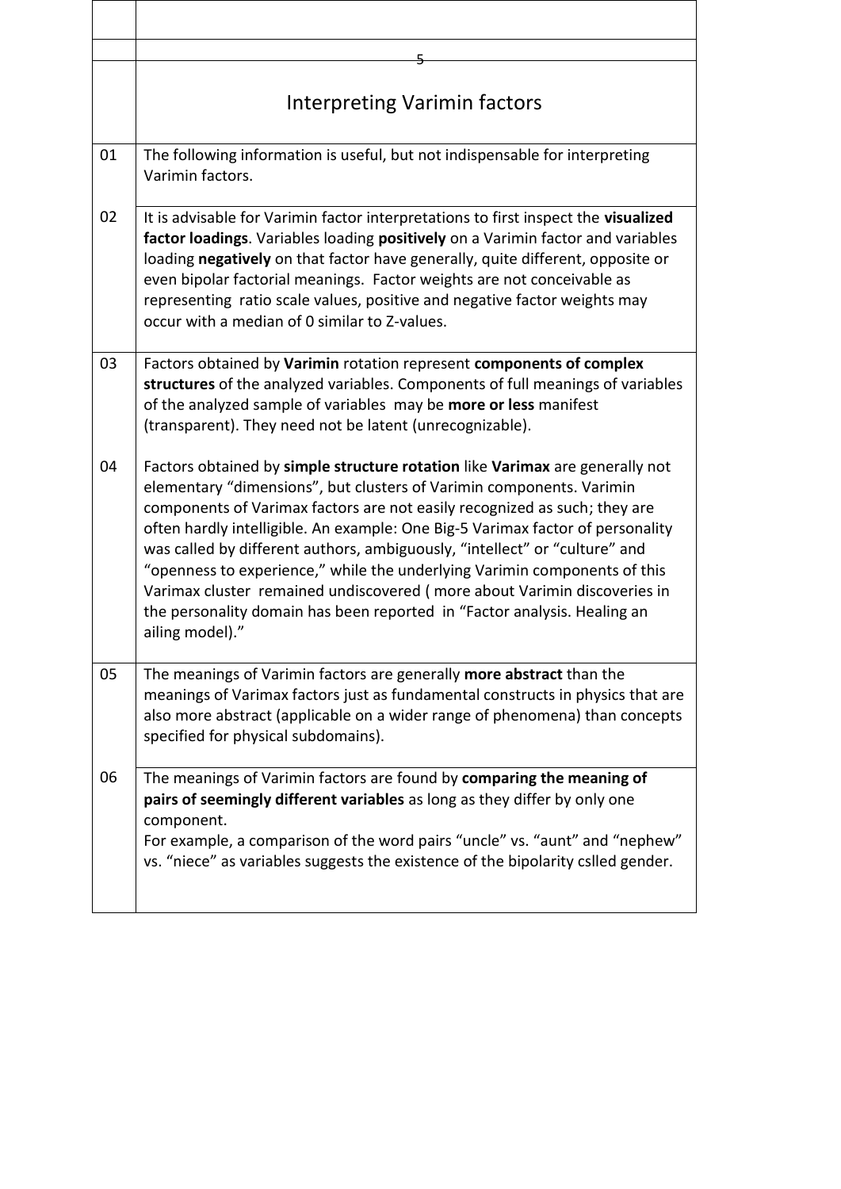# Interpreting Varimin factors

| | |
|---|---|
| 01 | The following information is useful, but not indispensable for interpreting Varimin factors. |
| 02 | It is advisable for Varimin factor interpretations to first inspect the **visualized factor loadings**. Variables loading **positively** on a Varimin factor and variables loading **negatively** on that factor have generally, quite different, opposite or even bipolar factorial meanings. Factor weights are not conceivable as representing ratio scale values, positive and negative factor weights may occur with a median of 0 similar to Z-values. |
| 03<br><br>04 | Factors obtained by **Varimin** rotation represent **components of complex structures** of the analyzed variables. Components of full meanings of variables of the analyzed sample of variables may be **more or less** manifest (transparent). They need not be latent (unrecognizable).<br><br>Factors obtained by **simple structure rotation** like **Varimax** are generally not elementary "dimensions", but clusters of Varimin components. Varimin components of Varimax factors are not easily recognized as such; they are often hardly intelligible. An example: One Big-5 Varimax factor of personality was called by different authors, ambiguously, "intellect" or "culture" and "openness to experience," while the underlying Varimin components of this Varimax cluster remained undiscovered ( more about Varimin discoveries in the personality domain has been reported in "Factor analysis. Healing an ailing model)." |
| 05 | The meanings of Varimin factors are generally **more abstract** than the meanings of Varimax factors just as fundamental constructs in physics that are also more abstract (applicable on a wider range of phenomena) than concepts specified for physical subdomains). |
| 06 | The meanings of Varimin factors are found by **comparing the meaning of pairs of seemingly different variables** as long as they differ by only one component.<br>For example, a comparison of the word pairs "uncle" vs. "aunt" and "nephew" vs. "niece" as variables suggests the existence of the bipolarity cslled gender. |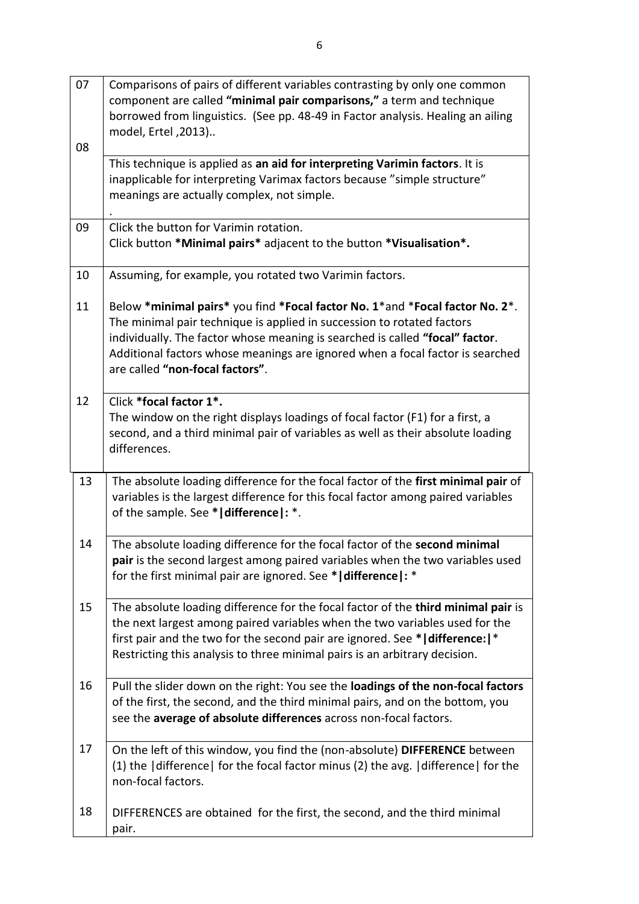| | |
|---|---|
| 07<br><br>08 | Comparisons of pairs of different variables contrasting by only one common component are called **"minimal pair comparisons,"** a term and technique borrowed from linguistics. (See pp. 48-49 in Factor analysis. Healing an ailing model, Ertel ,2013).. |
| | This technique is applied as **an aid for interpreting Varimin factors**. It is inapplicable for interpreting Varimax factors because "simple structure" meanings are actually complex, not simple.<br>. |
| 09 | Click the button for Varimin rotation.<br>Click button ***Minimal pairs*** adjacent to the button ***Visualisation*.** |
| 10<br><br>11 | Assuming, for example, you rotated two Varimin factors.<br><br>Below ***minimal pairs*** you find ***Focal factor No. 1***and ***Focal factor No. 2***. The minimal pair technique is applied in succession to rotated factors individually. The factor whose meaning is searched is called **"focal" factor**. Additional factors whose meanings are ignored when a focal factor is searched are called **"non-focal factors"**. |
| 12 | Click ***focal factor 1*.**<br>The window on the right displays loadings of focal factor (F1) for a first, a second, and a third minimal pair of variables as well as their absolute loading differences. |
| 13 | The absolute loading difference for the focal factor of the **first minimal pair** of variables is the largest difference for this focal factor among paired variables of the sample. See ***\|difference\|:** *. |
| 14 | The absolute loading difference for the focal factor of the **second minimal pair** is the second largest among paired variables when the two variables used for the first minimal pair are ignored. See ***\|difference\|:** * |
| 15 | The absolute loading difference for the focal factor of the **third minimal pair** is the next largest among paired variables when the two variables used for the first pair and the two for the second pair are ignored. See ***\|difference:\|***<br>Restricting this analysis to three minimal pairs is an arbitrary decision. |
| 16 | Pull the slider down on the right: You see the **loadings of the non-focal factors** of the first, the second, and the third minimal pairs, and on the bottom, you see the **average of absolute differences** across non-focal factors. |
| 17<br><br>18 | On the left of this window, you find the (non-absolute) **DIFFERENCE** between (1) the \|difference\| for the focal factor minus (2) the avg. \|difference\| for the non-focal factors.<br><br>DIFFERENCES are obtained for the first, the second, and the third minimal pair. |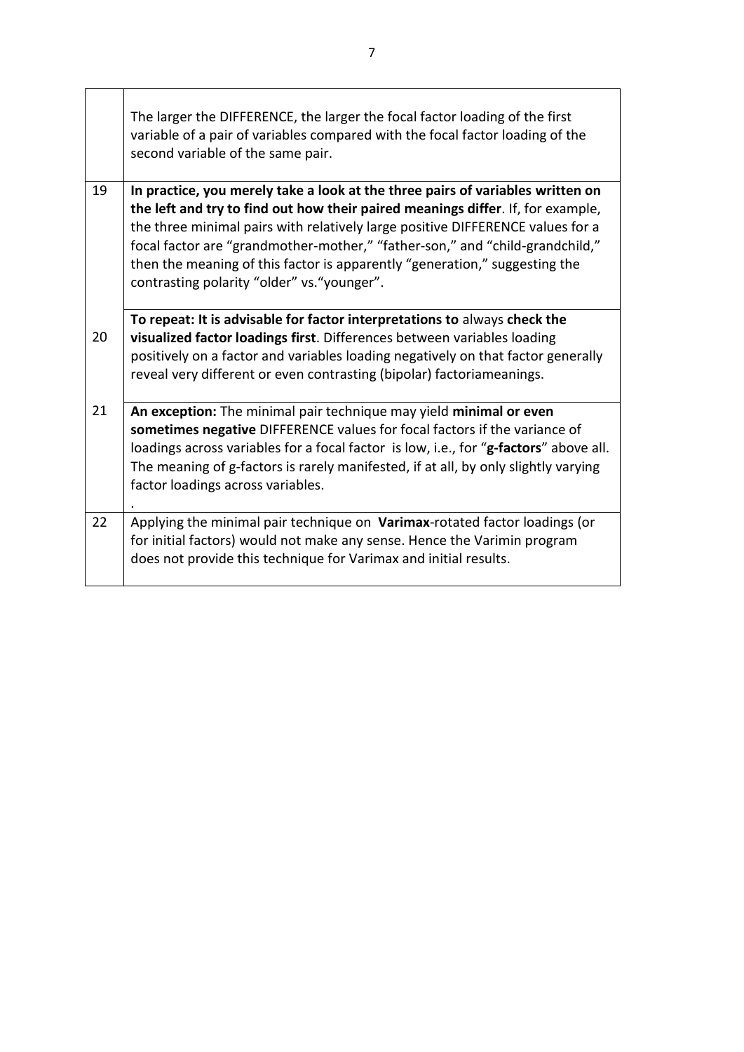| | |
|---|---|
| | The larger the DIFFERENCE, the larger the focal factor loading of the first variable of a pair of variables compared with the focal factor loading of the second variable of the same pair. |
| 19 | **In practice, you merely take a look at the three pairs of variables written on the left and try to find out how their paired meanings differ**. If, for example, the three minimal pairs with relatively large positive DIFFERENCE values for a focal factor are "grandmother-mother," "father-son," and "child-grandchild," then the meaning of this factor is apparently "generation," suggesting the contrasting polarity "older" vs."younger". |
| 20 | **To repeat: It is advisable for factor interpretations to** always **check the visualized factor loadings first**. Differences between variables loading positively on a factor and variables loading negatively on that factor generally reveal very different or even contrasting (bipolar) factoriameanings. |
| 21 | **An exception:** The minimal pair technique may yield **minimal or even sometimes negative** DIFFERENCE values for focal factors if the variance of loadings across variables for a focal factor is low, i.e., for "**g-factors**" above all. The meaning of g-factors is rarely manifested, if at all, by only slightly varying factor loadings across variables. . |
| 22 | Applying the minimal pair technique on **Varimax**-rotated factor loadings (or for initial factors) would not make any sense. Hence the Varimin program does not provide this technique for Varimax and initial results. |